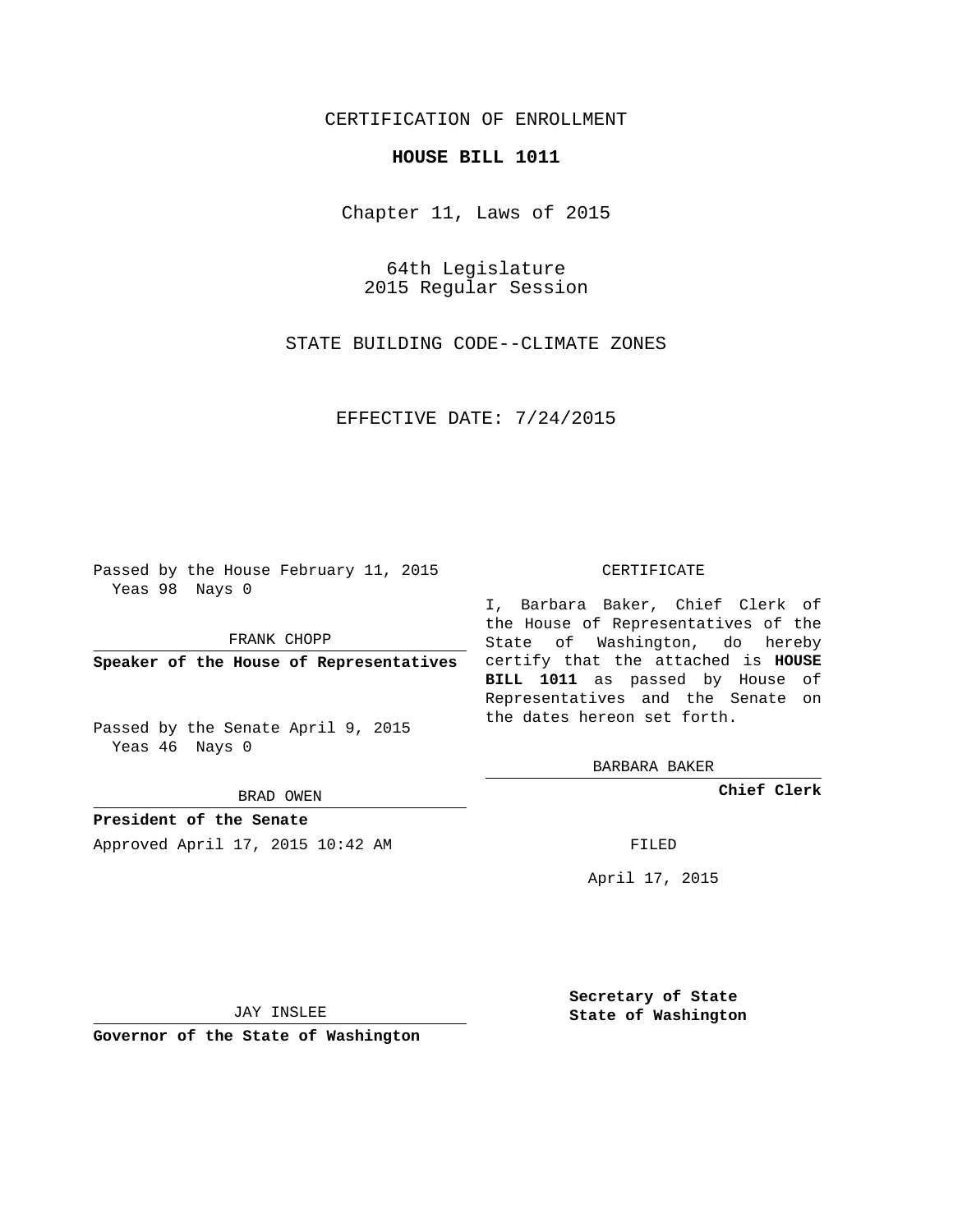CERTIFICATION OF ENROLLMENT

**HOUSE BILL 1011**

Chapter 11, Laws of 2015

64th Legislature
2015 Regular Session

STATE BUILDING CODE--CLIMATE ZONES

EFFECTIVE DATE: 7/24/2015

Passed by the House February 11, 2015
Yeas 98 Nays 0

FRANK CHOPP

**Speaker of the House of Representatives**

Passed by the Senate April 9, 2015
Yeas 46 Nays 0

BRAD OWEN

**President of the Senate**

Approved April 17, 2015 10:42 AM

JAY INSLEE

**Governor of the State of Washington**

CERTIFICATE

I, Barbara Baker, Chief Clerk of the House of Representatives of the State of Washington, do hereby certify that the attached is **HOUSE BILL 1011** as passed by House of Representatives and the Senate on the dates hereon set forth.

BARBARA BAKER

**Chief Clerk**

FILED

April 17, 2015

**Secretary of State**
**State of Washington**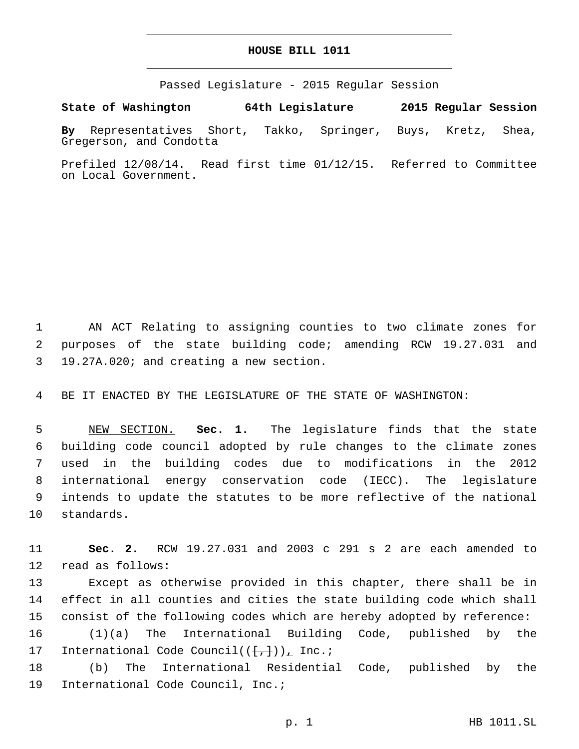# HOUSE BILL 1011

Passed Legislature - 2015 Regular Session

**State of Washington 64th Legislature 2015 Regular Session**

**By** Representatives Short, Takko, Springer, Buys, Kretz, Shea, Gregerson, and Condotta

Prefiled 12/08/14. Read first time 01/12/15. Referred to Committee on Local Government.

1 AN ACT Relating to assigning counties to two climate zones for
2 purposes of the state building code; amending RCW 19.27.031 and
3 19.27A.020; and creating a new section.

4 BE IT ENACTED BY THE LEGISLATURE OF THE STATE OF WASHINGTON:

5 NEW SECTION. **Sec. 1.** The legislature finds that the state
6 building code council adopted by rule changes to the climate zones
7 used in the building codes due to modifications in the 2012
8 international energy conservation code (IECC). The legislature
9 intends to update the statutes to be more reflective of the national
10 standards.

11 **Sec. 2.** RCW 19.27.031 and 2003 c 291 s 2 are each amended to
12 read as follows:

13 Except as otherwise provided in this chapter, there shall be in
14 effect in all counties and cities the state building code which shall
15 consider of the following codes which are hereby adopted by reference:

16 (1)(a) The International Building Code, published by the
17 International Code Council(([,])), Inc.;

18 (b) The International Residential Code, published by the
19 International Code Council, Inc.;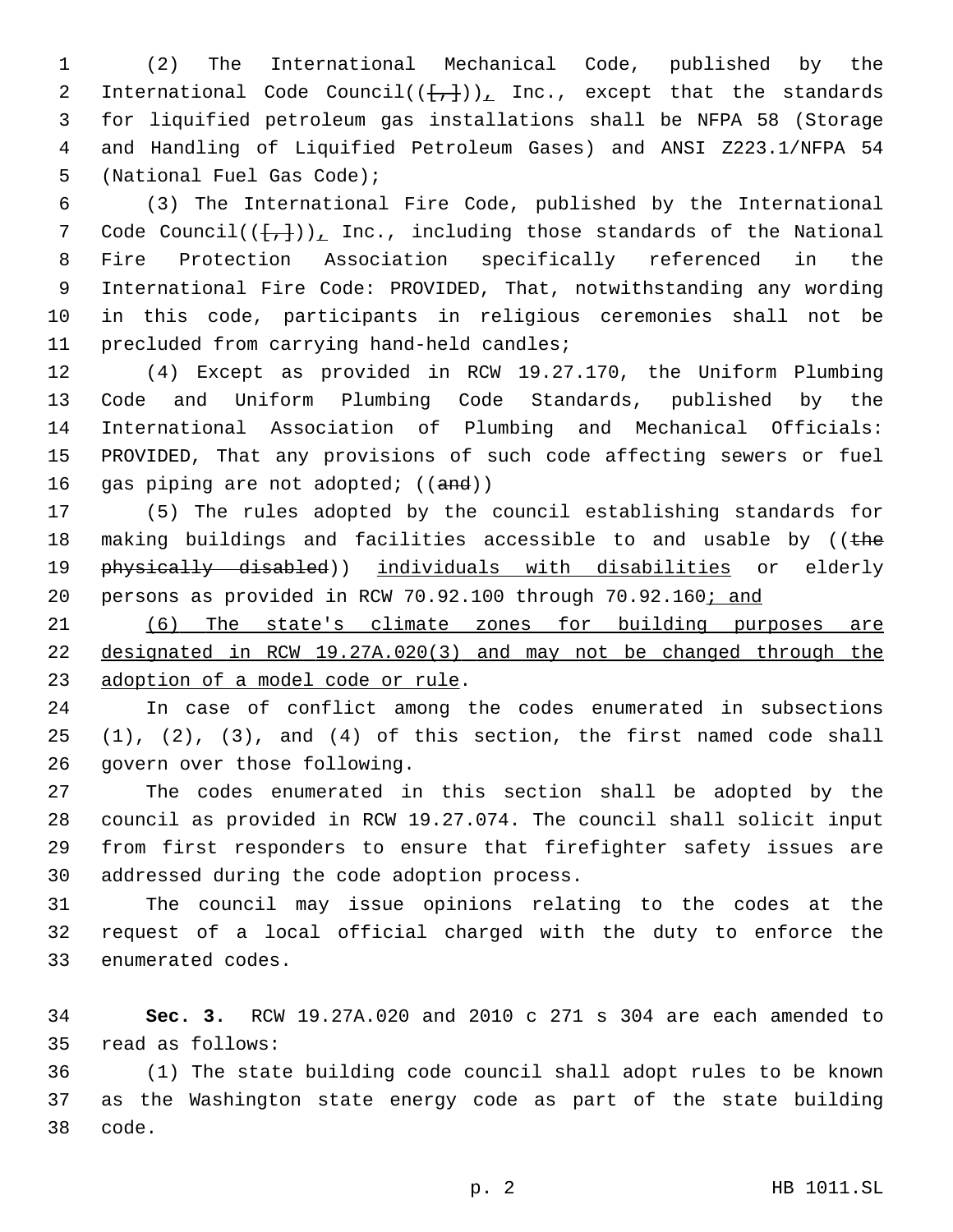(2) The International Mechanical Code, published by the International Code Council(([,])), Inc., except that the standards for liquified petroleum gas installations shall be NFPA 58 (Storage and Handling of Liquified Petroleum Gases) and ANSI Z223.1/NFPA 54 (National Fuel Gas Code);

(3) The International Fire Code, published by the International Code Council(([,])), Inc., including those standards of the National Fire Protection Association specifically referenced in the International Fire Code: PROVIDED, That, notwithstanding any wording in this code, participants in religious ceremonies shall not be precluded from carrying hand-held candles;

(4) Except as provided in RCW 19.27.170, the Uniform Plumbing Code and Uniform Plumbing Code Standards, published by the International Association of Plumbing and Mechanical Officials: PROVIDED, That any provisions of such code affecting sewers or fuel gas piping are not adopted; ((~~and~~))

(5) The rules adopted by the council establishing standards for making buildings and facilities accessible to and usable by ((~~the physically disabled~~)) <u>individuals with disabilities</u> or elderly persons as provided in RCW 70.92.100 through 70.92.160<u>; and</u>

<u>(6) The state's climate zones for building purposes are designated in RCW 19.27A.020(3) and may not be changed through the adoption of a model code or rule</u>.

In case of conflict among the codes enumerated in subsections (1), (2), (3), and (4) of this section, the first named code shall govern over those following.

The codes enumerated in this section shall be adopted by the council as provided in RCW 19.27.074. The council shall solicit input from first responders to ensure that firefighter safety issues are addressed during the code adoption process.

The council may issue opinions relating to the codes at the request of a local official charged with the duty to enforce the enumerated codes.

**Sec. 3.** RCW 19.27A.020 and 2010 c 271 s 304 are each amended to read as follows:

(1) The state building code council shall adopt rules to be known as the Washington state energy code as part of the state building code.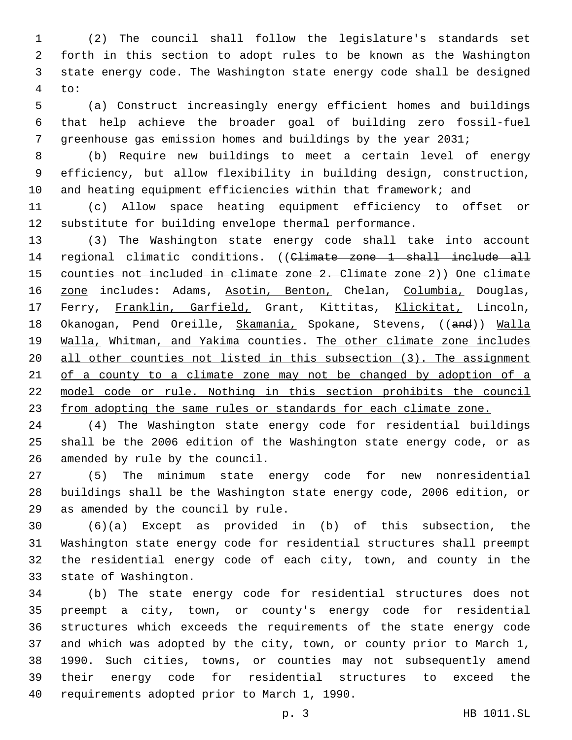(2) The council shall follow the legislature's standards set forth in this section to adopt rules to be known as the Washington state energy code. The Washington state energy code shall be designed to:

(a) Construct increasingly energy efficient homes and buildings that help achieve the broader goal of building zero fossil-fuel greenhouse gas emission homes and buildings by the year 2031;

(b) Require new buildings to meet a certain level of energy efficiency, but allow flexibility in building design, construction, and heating equipment efficiencies within that framework; and

(c) Allow space heating equipment efficiency to offset or substitute for building envelope thermal performance.

(3) The Washington state energy code shall take into account regional climatic conditions. ((~~Climate zone 1 shall include all counties not included in climate zone 2. Climate zone 2~~)) <u>One climate zone</u> includes: Adams, <u>Asotin, Benton,</u> Chelan, <u>Columbia,</u> Douglas, Ferry, <u>Franklin, Garfield,</u> Grant, Kittitas, <u>Klickitat,</u> Lincoln, Okanogan, Pend Oreille, <u>Skamania,</u> Spokane, Stevens, ((~~and~~)) <u>Walla Walla,</u> Whitman<u>, and Yakima</u> counties. <u>The other climate zone includes all other counties not listed in this subsection (3). The assignment of a county to a climate zone may not be changed by adoption of a model code or rule. Nothing in this section prohibits the council from adopting the same rules or standards for each climate zone.</u>

(4) The Washington state energy code for residential buildings shall be the 2006 edition of the Washington state energy code, or as amended by rule by the council.

(5) The minimum state energy code for new nonresidential buildings shall be the Washington state energy code, 2006 edition, or as amended by the council by rule.

(6)(a) Except as provided in (b) of this subsection, the Washington state energy code for residential structures shall preempt the residential energy code of each city, town, and county in the state of Washington.

(b) The state energy code for residential structures does not preempt a city, town, or county's energy code for residential structures which exceeds the requirements of the state energy code and which was adopted by the city, town, or county prior to March 1, 1990. Such cities, towns, or counties may not subsequently amend their energy code for residential structures to exceed the requirements adopted prior to March 1, 1990.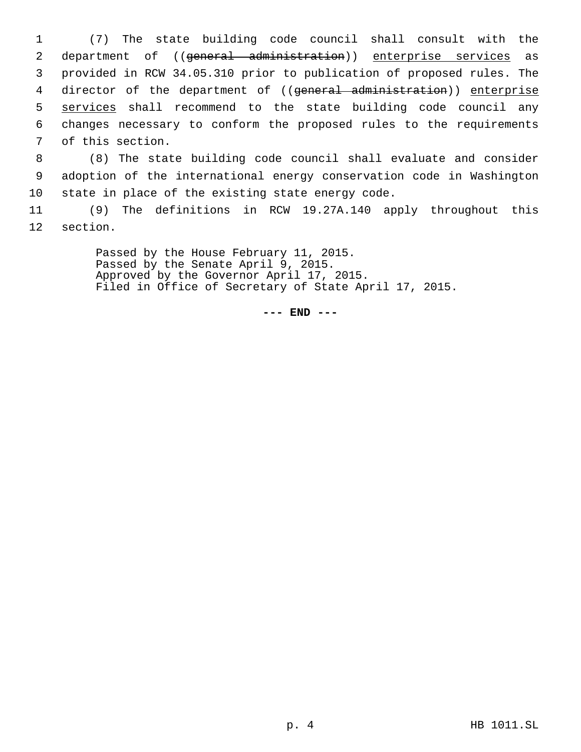(7) The state building code council shall consult with the department of ((~~general administration~~)) <u>enterprise services</u> as provided in RCW 34.05.310 prior to publication of proposed rules. The director of the department of ((~~general administration~~)) <u>enterprise services</u> shall recommend to the state building code council any changes necessary to conform the proposed rules to the requirements of this section.

(8) The state building code council shall evaluate and consider adoption of the international energy conservation code in Washington state in place of the existing state energy code.

(9) The definitions in RCW 19.27A.140 apply throughout this section.

Passed by the House February 11, 2015.
Passed by the Senate April 9, 2015.
Approved by the Governor April 17, 2015.
Filed in Office of Secretary of State April 17, 2015.

**--- END ---**